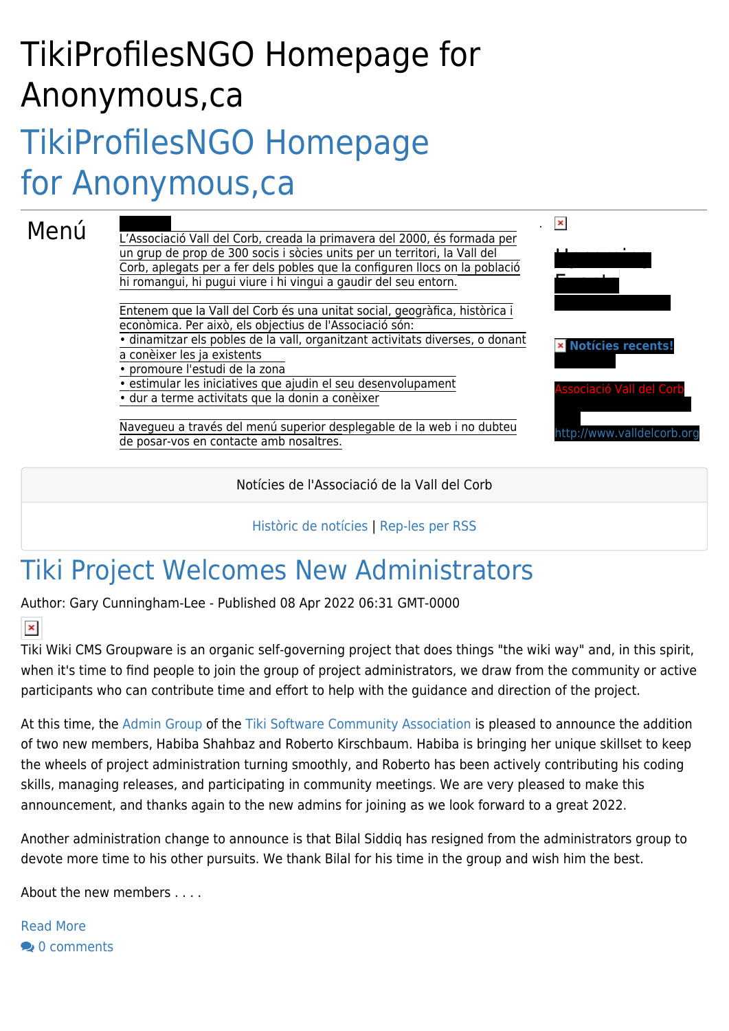# TikiProfilesNGO Homepage for Anonymous,ca

## TikiProfilesNGO Homepage for Anonymous,ca

Menú

L'Associació Vall del Corb, creada la primavera del 2000, és formada per un grup de prop de 300 socis i sòcies units per un territori, la Vall del Corb, aplegats per a fer dels pobles que la configuren llocs on la població hi romangui, hi pugui viure i hi vingui a gaudir del seu entorn.

Entenem que la Vall del Corb és una unitat social, geogràfica, històrica i econòmica. Per això, els objectius de l'Associació són:
• dinamitzar els pobles de la vall, organitzant activitats diverses, o donant a conèixer les ja existents
• promoure l'estudi de la zona
• estimular les iniciatives que ajudin el seu desenvolupament
• dur a terme activitats que la donin a conèixer

Navegueu a través del menú superior desplegable de la web i no dubteu de posar-vos en contacte amb nosaltres.

**Notícies recents!**

Associació Vall del Corb

http://www.valldelcorb.org

Notícies de l'Associació de la Vall del Corb

Històric de notícies | Rep-les per RSS

## Tiki Project Welcomes New Administrators

Author: Gary Cunningham-Lee - Published 08 Apr 2022 06:31 GMT-0000

Tiki Wiki CMS Groupware is an organic self-governing project that does things "the wiki way" and, in this spirit, when it's time to find people to join the group of project administrators, we draw from the community or active participants who can contribute time and effort to help with the guidance and direction of the project.

At this time, the Admin Group of the Tiki Software Community Association is pleased to announce the addition of two new members, Habiba Shahbaz and Roberto Kirschbaum. Habiba is bringing her unique skillset to keep the wheels of project administration turning smoothly, and Roberto has been actively contributing his coding skills, managing releases, and participating in community meetings. We are very pleased to make this announcement, and thanks again to the new admins for joining as we look forward to a great 2022.

Another administration change to announce is that Bilal Siddiq has resigned from the administrators group to devote more time to his other pursuits. We thank Bilal for his time in the group and wish him the best.

About the new members . . . .

Read More

0 comments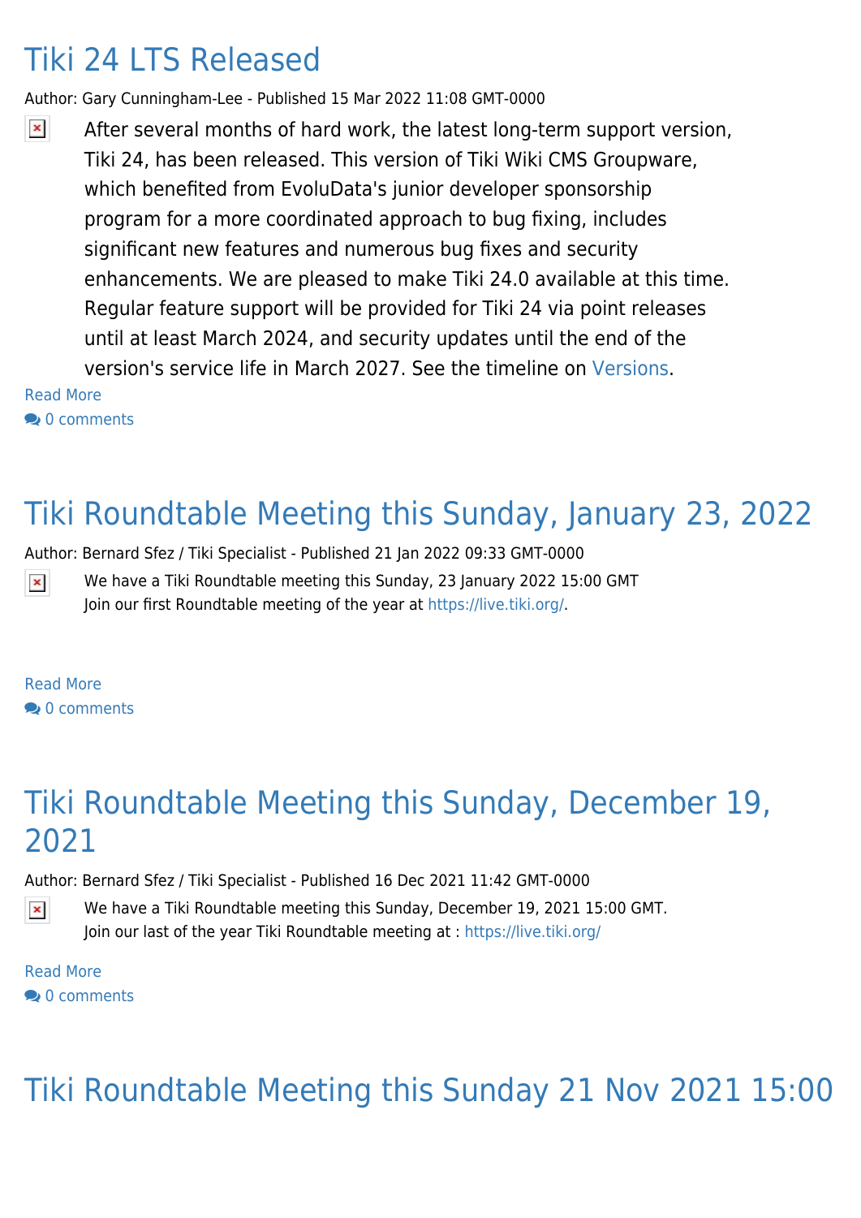# Tiki 24 LTS Released

Author: Gary Cunningham-Lee - Published 15 Mar 2022 11:08 GMT-0000

After several months of hard work, the latest long-term support version, Tiki 24, has been released. This version of Tiki Wiki CMS Groupware, which benefited from EvoluData's junior developer sponsorship program for a more coordinated approach to bug fixing, includes significant new features and numerous bug fixes and security enhancements. We are pleased to make Tiki 24.0 available at this time. Regular feature support will be provided for Tiki 24 via point releases until at least March 2024, and security updates until the end of the version's service life in March 2027. See the timeline on Versions.

Read More

0 comments

# Tiki Roundtable Meeting this Sunday, January 23, 2022

Author: Bernard Sfez / Tiki Specialist - Published 21 Jan 2022 09:33 GMT-0000

We have a Tiki Roundtable meeting this Sunday, 23 January 2022 15:00 GMT
Join our first Roundtable meeting of the year at https://live.tiki.org/.

Read More

0 comments

# Tiki Roundtable Meeting this Sunday, December 19, 2021

Author: Bernard Sfez / Tiki Specialist - Published 16 Dec 2021 11:42 GMT-0000

We have a Tiki Roundtable meeting this Sunday, December 19, 2021 15:00 GMT.
Join our last of the year Tiki Roundtable meeting at : https://live.tiki.org/

Read More

0 comments

# Tiki Roundtable Meeting this Sunday 21 Nov 2021 15:00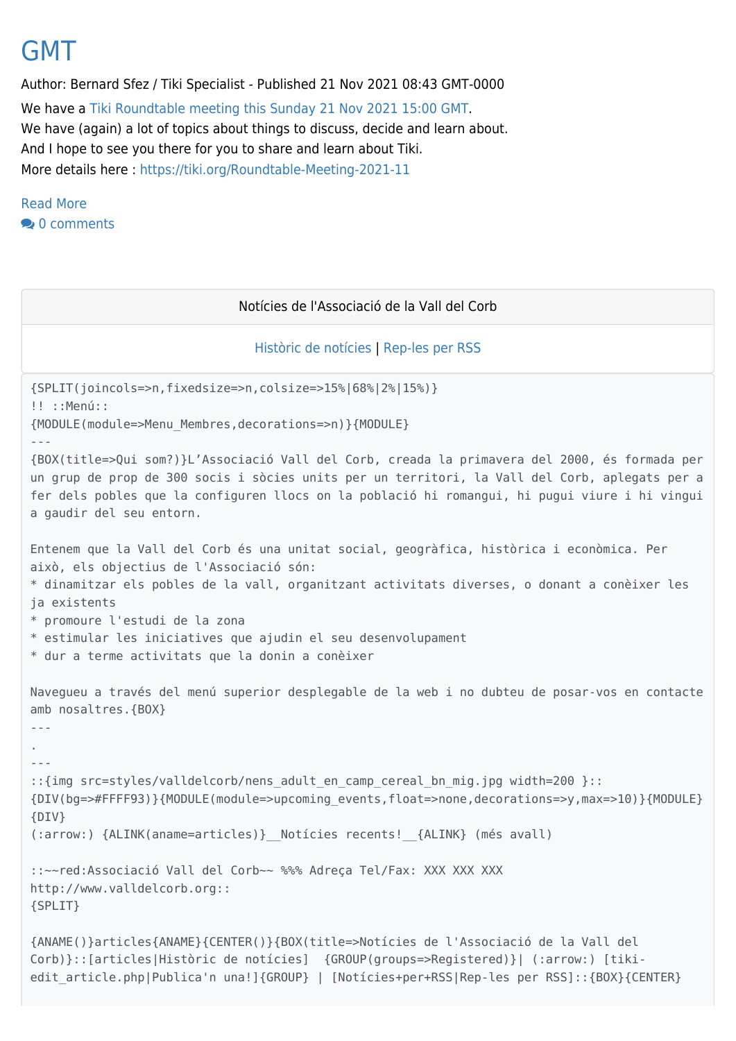# GMT

Author: Bernard Sfez / Tiki Specialist - Published 21 Nov 2021 08:43 GMT-0000

We have a Tiki Roundtable meeting this Sunday 21 Nov 2021 15:00 GMT.
We have (again) a lot of topics about things to discuss, decide and learn about.
And I hope to see you there for you to share and learn about Tiki.
More details here : https://tiki.org/Roundtable-Meeting-2021-11

Read More
0 comments

Notícies de l'Associació de la Vall del Corb

Històric de notícies | Rep-les per RSS

```
{SPLIT(joincols=>n,fixedsize=>n,colsize=>15%|68%|2%|15%)}
!! ::Menú::
{MODULE(module=>Menu_Membres,decorations=>n)}{MODULE}
---
{BOX(title=>Qui som?)}L’Associació Vall del Corb, creada la primavera del 2000, és formada per
un grup de prop de 300 socis i sòcies units per un territori, la Vall del Corb, aplegats per a
fer dels pobles que la configuren llocs on la població hi romangui, hi pugui viure i hi vingui
a gaudir del seu entorn.

Entenem que la Vall del Corb és una unitat social, geogràfica, històrica i econòmica. Per
això, els objectius de l'Associació són:
* dinamitzar els pobles de la vall, organitzant activitats diverses, o donant a conèixer les
ja existents
* promoure l'estudi de la zona
* estimular les iniciatives que ajudin el seu desenvolupament
* dur a terme activitats que la donin a conèixer

Navegueu a través del menú superior desplegable de la web i no dubteu de posar-vos en contacte
amb nosaltres.{BOX}
---
.
---
::{img src=styles/valldelcorb/nens_adult_en_camp_cereal_bn_mig.jpg width=200 }::
{DIV(bg=>#FFFF93)}{MODULE(module=>upcoming_events,float=>none,decorations=>y,max=>10)}{MODULE}
{DIV}
(:arrow:) {ALINK(aname=articles)}__Notícies recents!__{ALINK} (més avall)

::~~red:Associació Vall del Corb~~ %%% Adreça Tel/Fax: XXX XXX XXX
http://www.valldelcorb.org::
{SPLIT}

{ANAME()}articles{ANAME}{CENTER()}{BOX(title=>Notícies de l'Associació de la Vall del
Corb)}::[articles|Històric de notícies]  {GROUP(groups=>Registered)}| (:arrow:) [tiki-
edit_article.php|Publica'n una!]{GROUP} | [Notícies+per+RSS|Rep-les per RSS]::{BOX}{CENTER}
```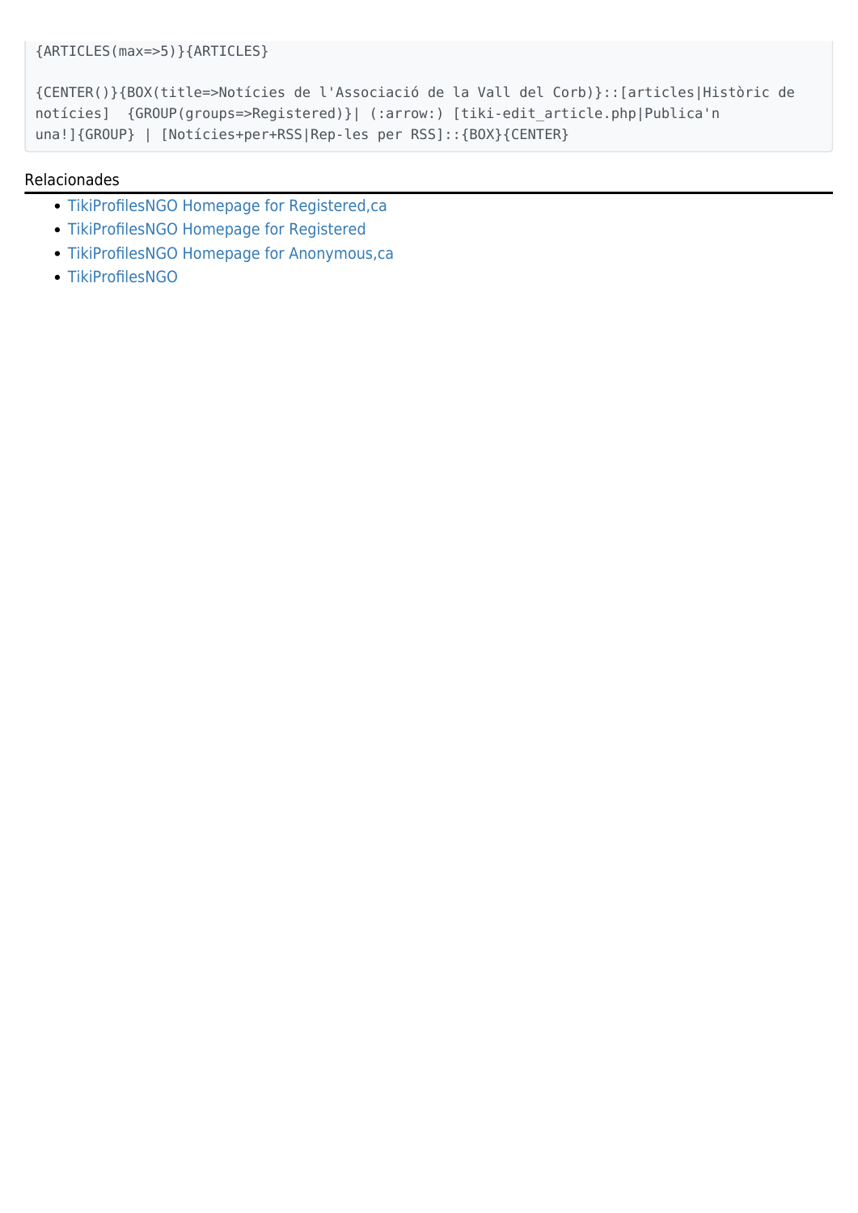```
{ARTICLES(max=>5)}{ARTICLES}

{CENTER()}{BOX(title=>Notícies de l'Associació de la Vall del Corb)}::[articles|Històric de
notícies]  {GROUP(groups=>Registered)}| (:arrow:) [tiki-edit_article.php|Publica'n
una!]{GROUP} | [Notícies+per+RSS|Rep-les per RSS]::{BOX}{CENTER}
```

## Relacionades

- TikiProfilesNGO Homepage for Registered,ca
- TikiProfilesNGO Homepage for Registered
- TikiProfilesNGO Homepage for Anonymous,ca
- TikiProfilesNGO